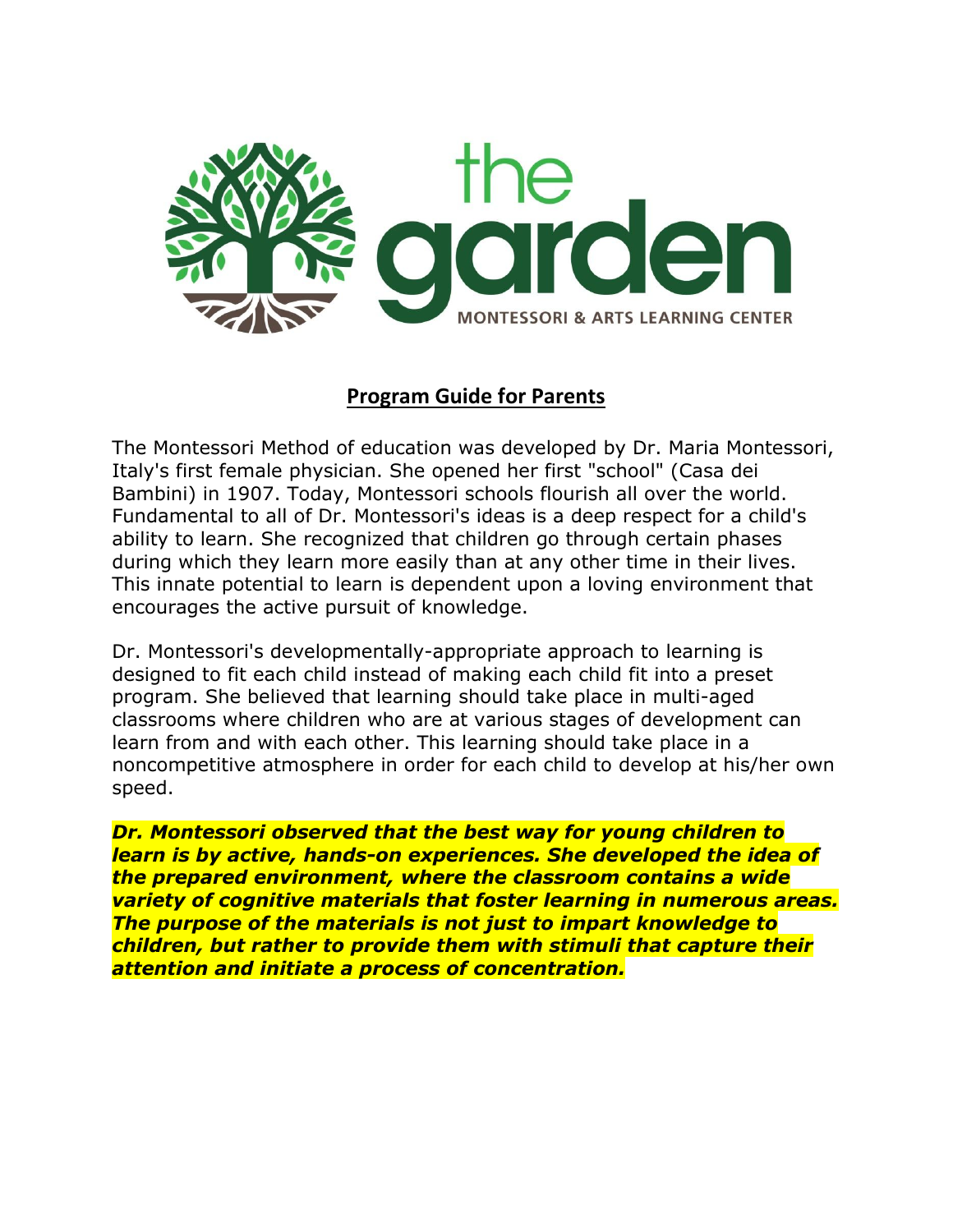the garden

MONTESSORI & ARTS LEARNING CENTER

## Program Guide for Parents

The Montessori Method of education was developed by Dr. Maria Montessori, Italy's first female physician. She opened her first "school" (Casa dei Bambini) in 1907. Today, Montessori schools flourish all over the world. Fundamental to all of Dr. Montessori's ideas is a deep respect for a child's ability to learn. She recognized that children go through certain phases during which they learn more easily than at any other time in their lives. This innate potential to learn is dependent upon a loving environment that encourages the active pursuit of knowledge.

Dr. Montessori's developmentally-appropriate approach to learning is designed to fit each child instead of making each child fit into a preset program. She believed that learning should take place in multi-aged classrooms where children who are at various stages of development can learn from and with each other. This learning should take place in a noncompetitive atmosphere in order for each child to develop at his/her own speed.

***Dr. Montessori observed that the best way for young children to learn is by active, hands-on experiences. She developed the idea of the prepared environment, where the classroom contains a wide variety of cognitive materials that foster learning in numerous areas. The purpose of the materials is not just to impart knowledge to children, but rather to provide them with stimuli that capture their attention and initiate a process of concentration.***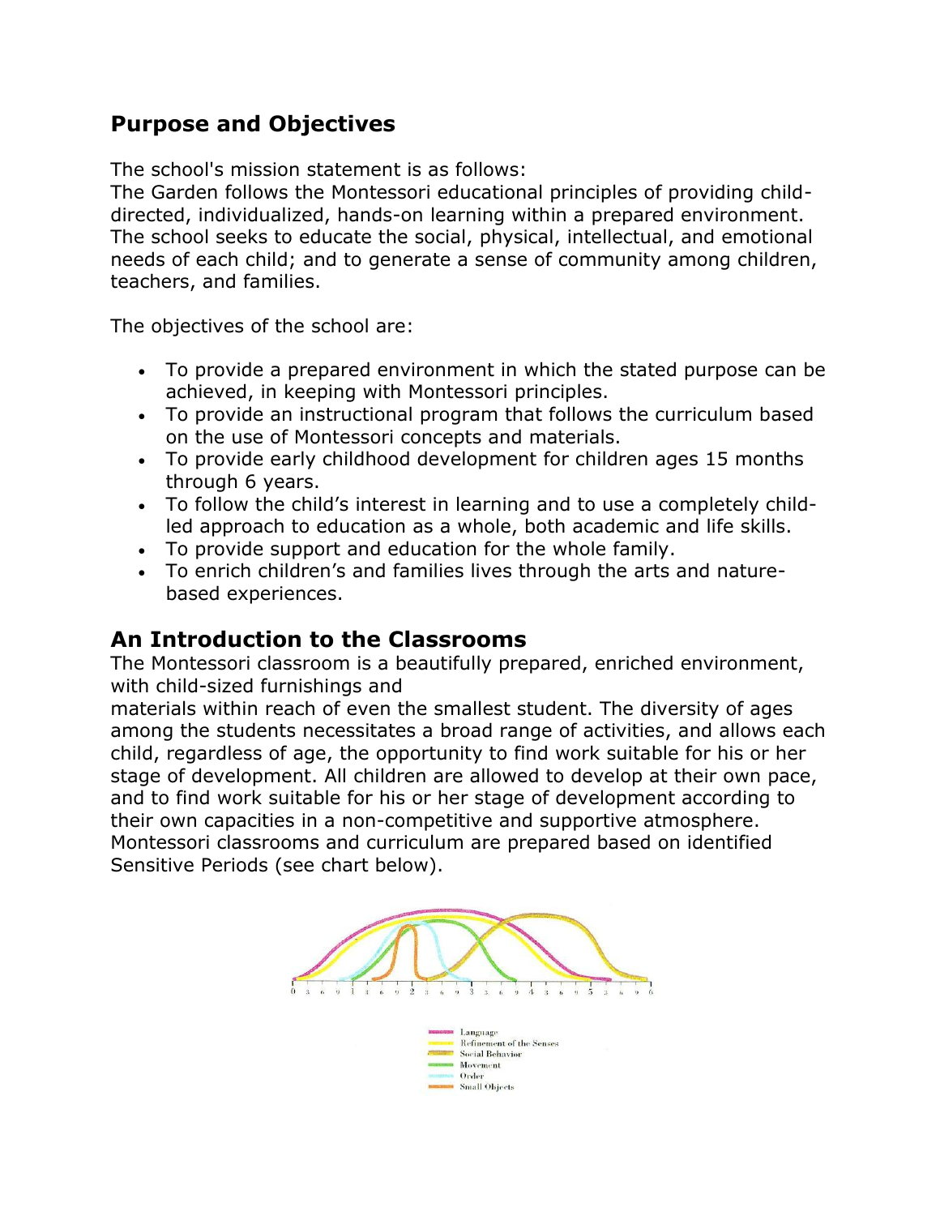## Purpose and Objectives

The school's mission statement is as follows:
The Garden follows the Montessori educational principles of providing child-directed, individualized, hands-on learning within a prepared environment. The school seeks to educate the social, physical, intellectual, and emotional needs of each child; and to generate a sense of community among children, teachers, and families.

The objectives of the school are:

- To provide a prepared environment in which the stated purpose can be achieved, in keeping with Montessori principles.
- To provide an instructional program that follows the curriculum based on the use of Montessori concepts and materials.
- To provide early childhood development for children ages 15 months through 6 years.
- To follow the child's interest in learning and to use a completely child-led approach to education as a whole, both academic and life skills.
- To provide support and education for the whole family.
- To enrich children's and families lives through the arts and nature-based experiences.

## An Introduction to the Classrooms

The Montessori classroom is a beautifully prepared, enriched environment, with child-sized furnishings and
materials within reach of even the smallest student. The diversity of ages among the students necessitates a broad range of activities, and allows each child, regardless of age, the opportunity to find work suitable for his or her stage of development. All children are allowed to develop at their own pace, and to find work suitable for his or her stage of development according to their own capacities in a non-competitive and supportive atmosphere. Montessori classrooms and curriculum are prepared based on identified Sensitive Periods (see chart below).

0 3 6 9 1 3 6 9 2 3 6 9 3 3 6 9 4 3 6 9 5 3 6 9 6

Language
Refinement of the Senses
Social Behavior
Movement
Order
Small Objects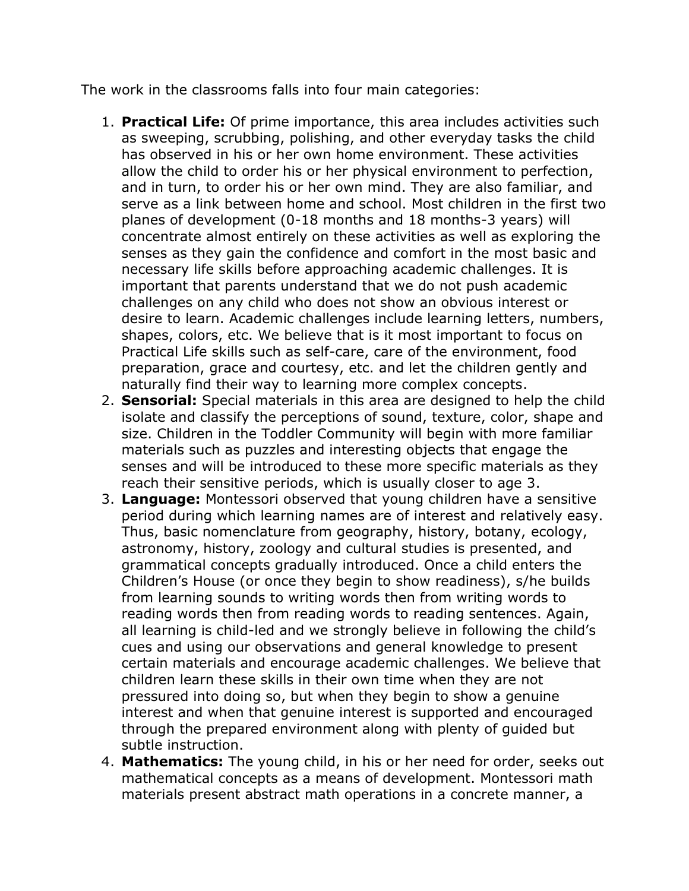The work in the classrooms falls into four main categories:

1. **Practical Life:** Of prime importance, this area includes activities such as sweeping, scrubbing, polishing, and other everyday tasks the child has observed in his or her own home environment. These activities allow the child to order his or her physical environment to perfection, and in turn, to order his or her own mind. They are also familiar, and serve as a link between home and school. Most children in the first two planes of development (0-18 months and 18 months-3 years) will concentrate almost entirely on these activities as well as exploring the senses as they gain the confidence and comfort in the most basic and necessary life skills before approaching academic challenges. It is important that parents understand that we do not push academic challenges on any child who does not show an obvious interest or desire to learn. Academic challenges include learning letters, numbers, shapes, colors, etc. We believe that is it most important to focus on Practical Life skills such as self-care, care of the environment, food preparation, grace and courtesy, etc. and let the children gently and naturally find their way to learning more complex concepts.
2. **Sensorial:** Special materials in this area are designed to help the child isolate and classify the perceptions of sound, texture, color, shape and size. Children in the Toddler Community will begin with more familiar materials such as puzzles and interesting objects that engage the senses and will be introduced to these more specific materials as they reach their sensitive periods, which is usually closer to age 3.
3. **Language:** Montessori observed that young children have a sensitive period during which learning names are of interest and relatively easy. Thus, basic nomenclature from geography, history, botany, ecology, astronomy, history, zoology and cultural studies is presented, and grammatical concepts gradually introduced. Once a child enters the Children's House (or once they begin to show readiness), s/he builds from learning sounds to writing words then from writing words to reading words then from reading words to reading sentences. Again, all learning is child-led and we strongly believe in following the child's cues and using our observations and general knowledge to present certain materials and encourage academic challenges. We believe that children learn these skills in their own time when they are not pressured into doing so, but when they begin to show a genuine interest and when that genuine interest is supported and encouraged through the prepared environment along with plenty of guided but subtle instruction.
4. **Mathematics:** The young child, in his or her need for order, seeks out mathematical concepts as a means of development. Montessori math materials present abstract math operations in a concrete manner, a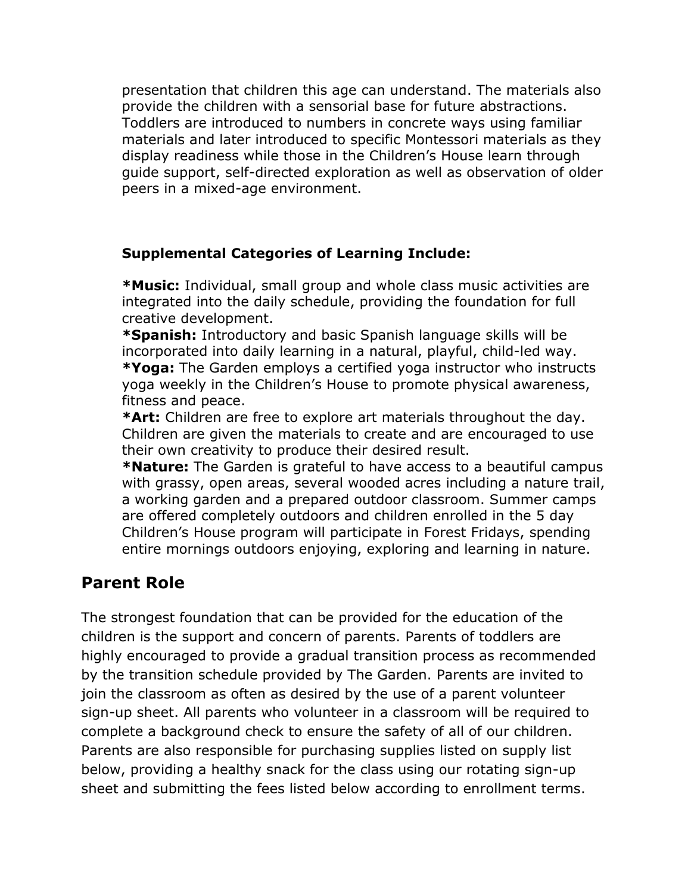presentation that children this age can understand. The materials also provide the children with a sensorial base for future abstractions. Toddlers are introduced to numbers in concrete ways using familiar materials and later introduced to specific Montessori materials as they display readiness while those in the Children's House learn through guide support, self-directed exploration as well as observation of older peers in a mixed-age environment.

**Supplemental Categories of Learning Include:**

***Music:** Individual, small group and whole class music activities are integrated into the daily schedule, providing the foundation for full creative development.
***Spanish:** Introductory and basic Spanish language skills will be incorporated into daily learning in a natural, playful, child-led way.
***Yoga:** The Garden employs a certified yoga instructor who instructs yoga weekly in the Children's House to promote physical awareness, fitness and peace.
***Art:** Children are free to explore art materials throughout the day. Children are given the materials to create and are encouraged to use their own creativity to produce their desired result.
***Nature:** The Garden is grateful to have access to a beautiful campus with grassy, open areas, several wooded acres including a nature trail, a working garden and a prepared outdoor classroom. Summer camps are offered completely outdoors and children enrolled in the 5 day Children's House program will participate in Forest Fridays, spending entire mornings outdoors enjoying, exploring and learning in nature.

## Parent Role

The strongest foundation that can be provided for the education of the children is the support and concern of parents. Parents of toddlers are highly encouraged to provide a gradual transition process as recommended by the transition schedule provided by The Garden. Parents are invited to join the classroom as often as desired by the use of a parent volunteer sign-up sheet. All parents who volunteer in a classroom will be required to complete a background check to ensure the safety of all of our children. Parents are also responsible for purchasing supplies listed on supply list below, providing a healthy snack for the class using our rotating sign-up sheet and submitting the fees listed below according to enrollment terms.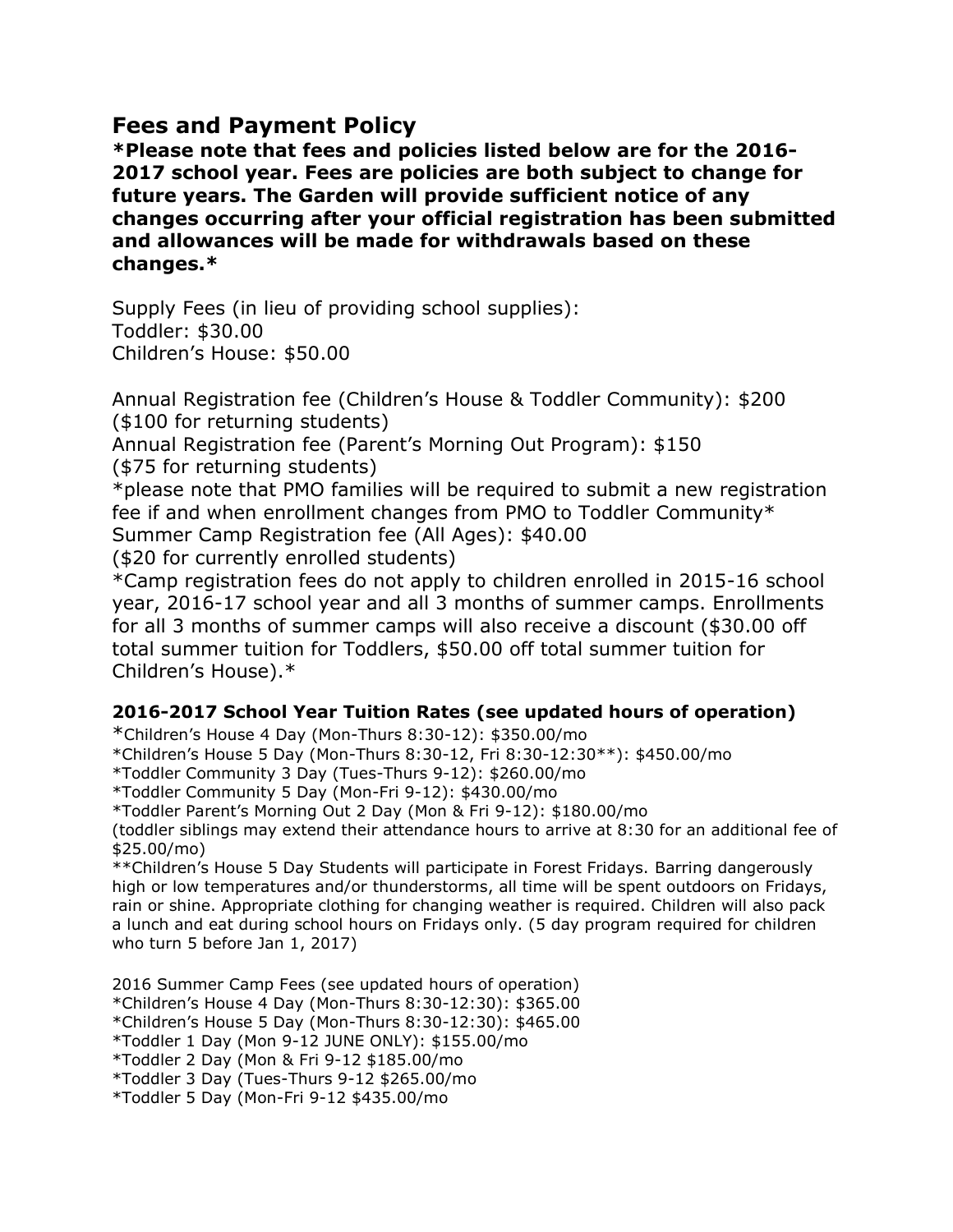## Fees and Payment Policy

**\*Please note that fees and policies listed below are for the 2016-2017 school year. Fees are policies are both subject to change for future years. The Garden will provide sufficient notice of any changes occurring after your official registration has been submitted and allowances will be made for withdrawals based on these changes.\***

Supply Fees (in lieu of providing school supplies):
Toddler: $30.00
Children's House: $50.00

Annual Registration fee (Children's House & Toddler Community): $200 ($100 for returning students)
Annual Registration fee (Parent's Morning Out Program): $150 ($75 for returning students)
*please note that PMO families will be required to submit a new registration fee if and when enrollment changes from PMO to Toddler Community*
Summer Camp Registration fee (All Ages): $40.00 ($20 for currently enrolled students)
*Camp registration fees do not apply to children enrolled in 2015-16 school year, 2016-17 school year and all 3 months of summer camps. Enrollments for all 3 months of summer camps will also receive a discount ($30.00 off total summer tuition for Toddlers, $50.00 off total summer tuition for Children's House).*

**2016-2017 School Year Tuition Rates (see updated hours of operation)**

*Children's House 4 Day (Mon-Thurs 8:30-12): $350.00/mo
*Children's House 5 Day (Mon-Thurs 8:30-12, Fri 8:30-12:30**): $450.00/mo
*Toddler Community 3 Day (Tues-Thurs 9-12): $260.00/mo
*Toddler Community 5 Day (Mon-Fri 9-12): $430.00/mo
*Toddler Parent's Morning Out 2 Day (Mon & Fri 9-12): $180.00/mo
(toddler siblings may extend their attendance hours to arrive at 8:30 for an additional fee of $25.00/mo)
**Children's House 5 Day Students will participate in Forest Fridays. Barring dangerously high or low temperatures and/or thunderstorms, all time will be spent outdoors on Fridays, rain or shine. Appropriate clothing for changing weather is required. Children will also pack a lunch and eat during school hours on Fridays only. (5 day program required for children who turn 5 before Jan 1, 2017)

2016 Summer Camp Fees (see updated hours of operation)
*Children's House 4 Day (Mon-Thurs 8:30-12:30): $365.00
*Children's House 5 Day (Mon-Thurs 8:30-12:30): $465.00
*Toddler 1 Day (Mon 9-12 JUNE ONLY): $155.00/mo
*Toddler 2 Day (Mon & Fri 9-12 $185.00/mo
*Toddler 3 Day (Tues-Thurs 9-12 $265.00/mo
*Toddler 5 Day (Mon-Fri 9-12 $435.00/mo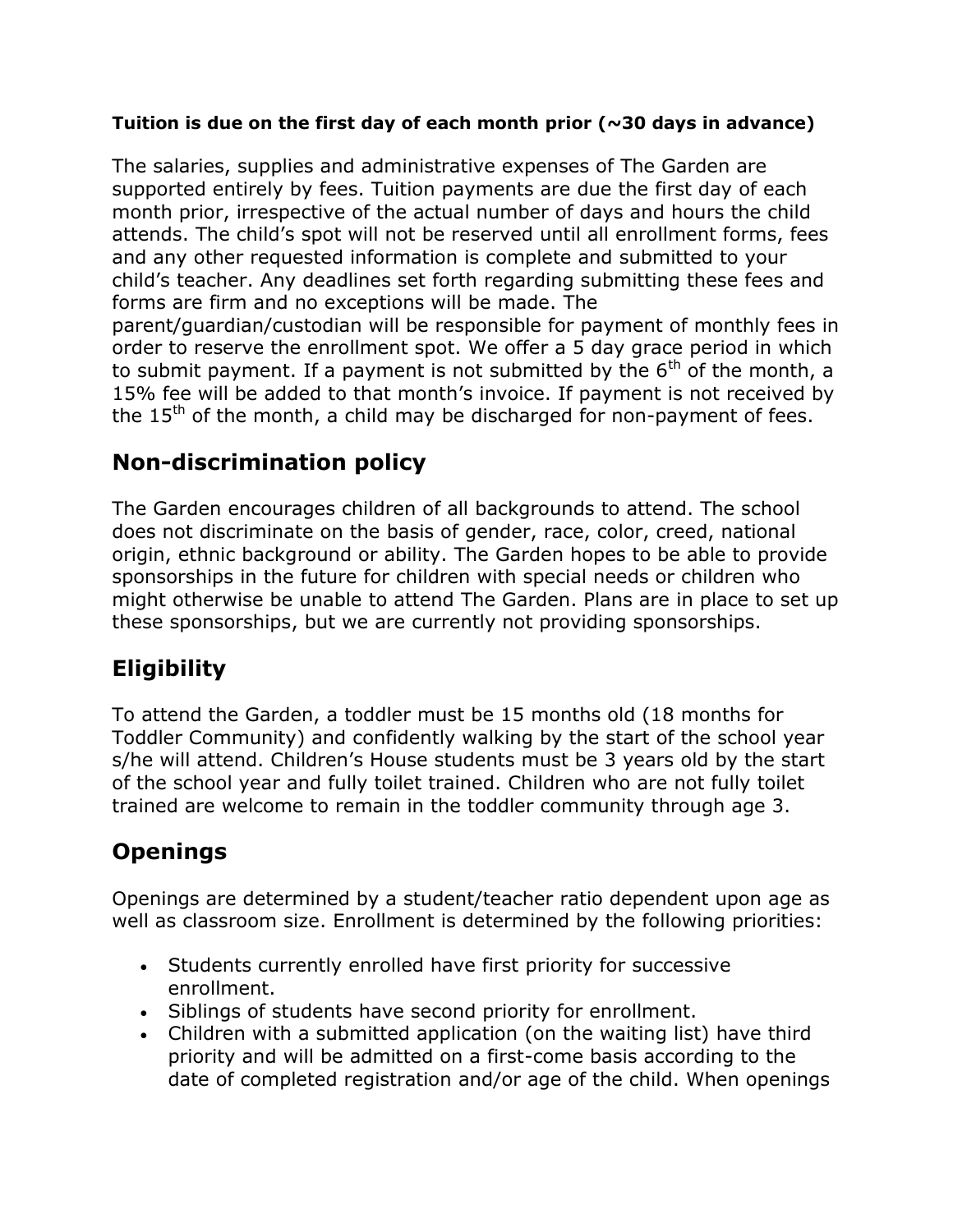**Tuition is due on the first day of each month prior (~30 days in advance)**

The salaries, supplies and administrative expenses of The Garden are supported entirely by fees. Tuition payments are due the first day of each month prior, irrespective of the actual number of days and hours the child attends. The child's spot will not be reserved until all enrollment forms, fees and any other requested information is complete and submitted to your child's teacher. Any deadlines set forth regarding submitting these fees and forms are firm and no exceptions will be made. The parent/guardian/custodian will be responsible for payment of monthly fees in order to reserve the enrollment spot. We offer a 5 day grace period in which to submit payment. If a payment is not submitted by the 6th of the month, a 15% fee will be added to that month's invoice. If payment is not received by the 15th of the month, a child may be discharged for non-payment of fees.

## Non-discrimination policy

The Garden encourages children of all backgrounds to attend. The school does not discriminate on the basis of gender, race, color, creed, national origin, ethnic background or ability. The Garden hopes to be able to provide sponsorships in the future for children with special needs or children who might otherwise be unable to attend The Garden. Plans are in place to set up these sponsorships, but we are currently not providing sponsorships.

## Eligibility

To attend the Garden, a toddler must be 15 months old (18 months for Toddler Community) and confidently walking by the start of the school year s/he will attend. Children's House students must be 3 years old by the start of the school year and fully toilet trained. Children who are not fully toilet trained are welcome to remain in the toddler community through age 3.

## Openings

Openings are determined by a student/teacher ratio dependent upon age as well as classroom size. Enrollment is determined by the following priorities:

- Students currently enrolled have first priority for successive enrollment.
- Siblings of students have second priority for enrollment.
- Children with a submitted application (on the waiting list) have third priority and will be admitted on a first-come basis according to the date of completed registration and/or age of the child. When openings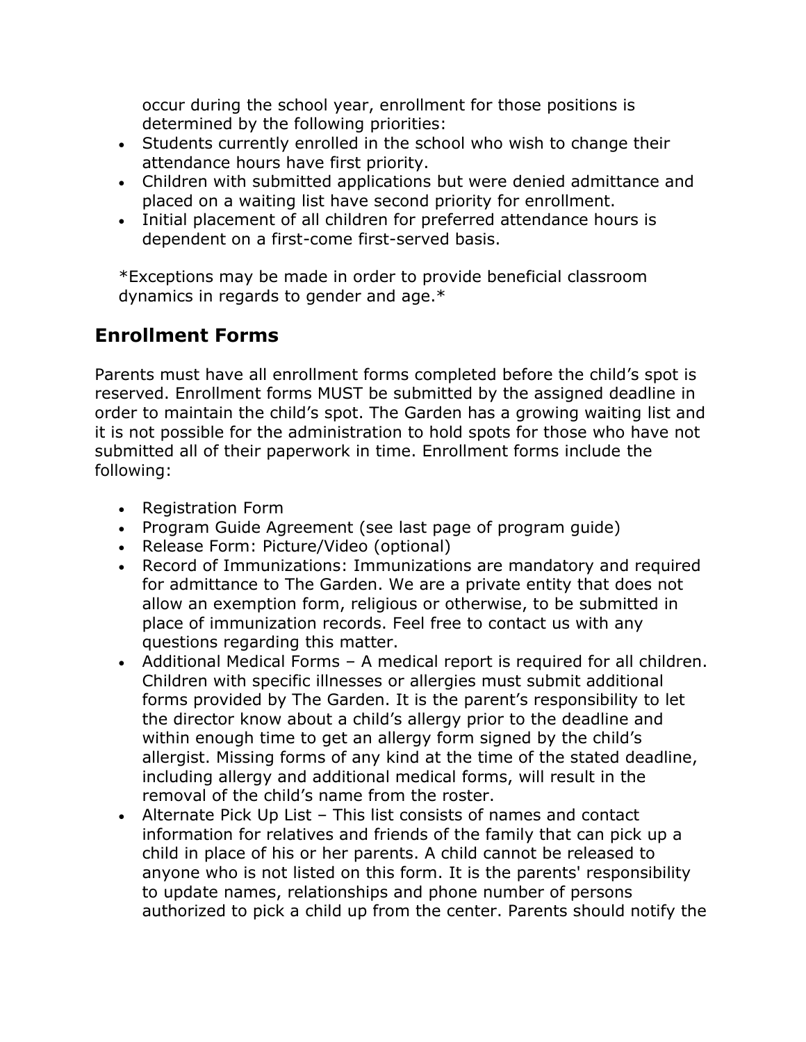occur during the school year, enrollment for those positions is determined by the following priorities:

- Students currently enrolled in the school who wish to change their attendance hours have first priority.
- Children with submitted applications but were denied admittance and placed on a waiting list have second priority for enrollment.
- Initial placement of all children for preferred attendance hours is dependent on a first-come first-served basis.

*Exceptions may be made in order to provide beneficial classroom dynamics in regards to gender and age.*

## Enrollment Forms

Parents must have all enrollment forms completed before the child's spot is reserved. Enrollment forms MUST be submitted by the assigned deadline in order to maintain the child's spot. The Garden has a growing waiting list and it is not possible for the administration to hold spots for those who have not submitted all of their paperwork in time. Enrollment forms include the following:

- Registration Form
- Program Guide Agreement (see last page of program guide)
- Release Form: Picture/Video (optional)
- Record of Immunizations: Immunizations are mandatory and required for admittance to The Garden. We are a private entity that does not allow an exemption form, religious or otherwise, to be submitted in place of immunization records. Feel free to contact us with any questions regarding this matter.
- Additional Medical Forms – A medical report is required for all children. Children with specific illnesses or allergies must submit additional forms provided by The Garden. It is the parent's responsibility to let the director know about a child's allergy prior to the deadline and within enough time to get an allergy form signed by the child's allergist. Missing forms of any kind at the time of the stated deadline, including allergy and additional medical forms, will result in the removal of the child's name from the roster.
- Alternate Pick Up List – This list consists of names and contact information for relatives and friends of the family that can pick up a child in place of his or her parents. A child cannot be released to anyone who is not listed on this form. It is the parents' responsibility to update names, relationships and phone number of persons authorized to pick a child up from the center. Parents should notify the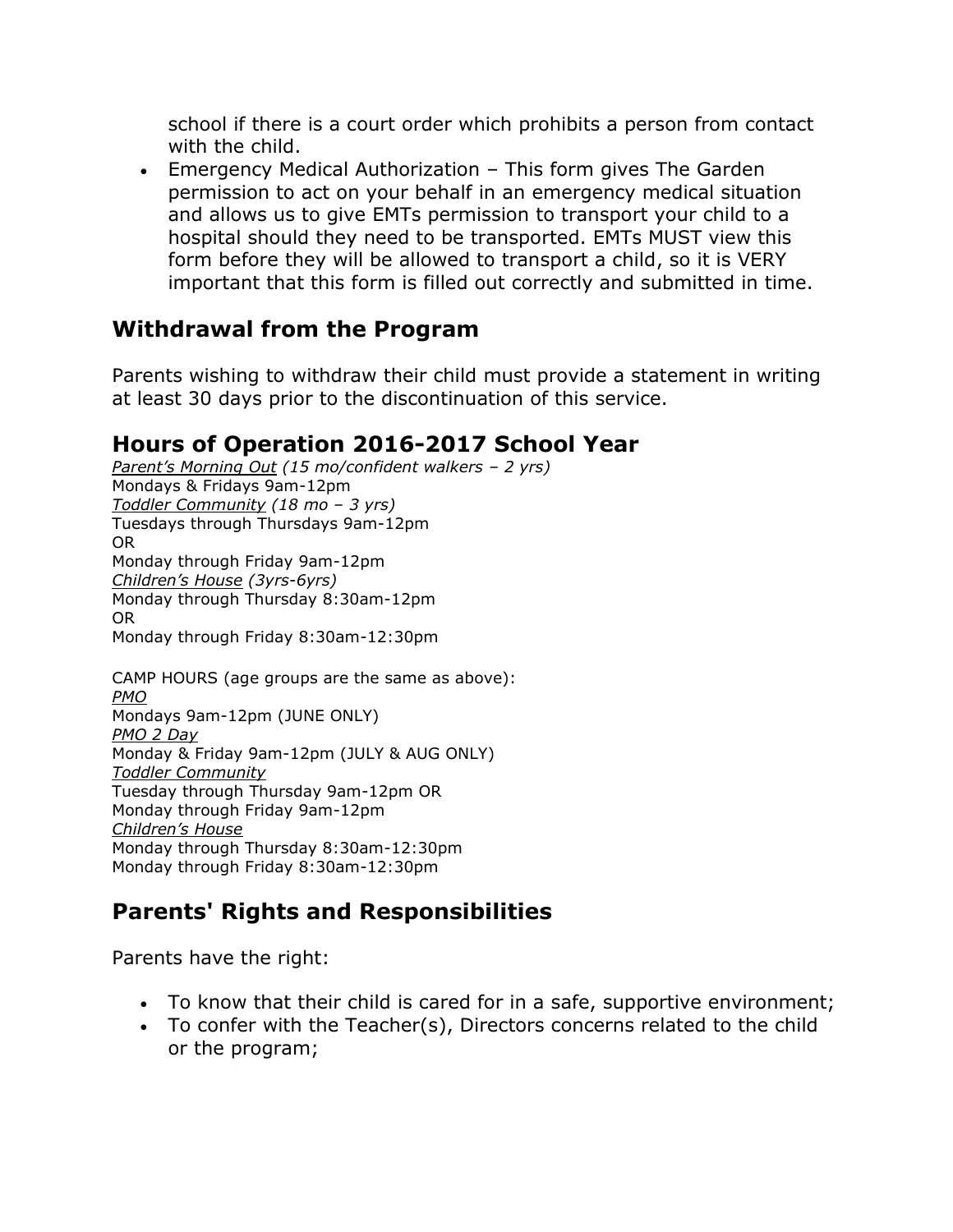school if there is a court order which prohibits a person from contact with the child.

- Emergency Medical Authorization – This form gives The Garden permission to act on your behalf in an emergency medical situation and allows us to give EMTs permission to transport your child to a hospital should they need to be transported. EMTs MUST view this form before they will be allowed to transport a child, so it is VERY important that this form is filled out correctly and submitted in time.

## Withdrawal from the Program

Parents wishing to withdraw their child must provide a statement in writing at least 30 days prior to the discontinuation of this service.

## Hours of Operation 2016-2017 School Year

*Parent's Morning Out (15 mo/confident walkers – 2 yrs)*
Mondays & Fridays 9am-12pm
*Toddler Community (18 mo – 3 yrs)*
Tuesdays through Thursdays 9am-12pm
OR
Monday through Friday 9am-12pm
*Children's House (3yrs-6yrs)*
Monday through Thursday 8:30am-12pm
OR
Monday through Friday 8:30am-12:30pm

CAMP HOURS (age groups are the same as above):
*PMO*
Mondays 9am-12pm (JUNE ONLY)
*PMO 2 Day*
Monday & Friday 9am-12pm (JULY & AUG ONLY)
*Toddler Community*
Tuesday through Thursday 9am-12pm OR
Monday through Friday 9am-12pm
*Children's House*
Monday through Thursday 8:30am-12:30pm
Monday through Friday 8:30am-12:30pm

## Parents' Rights and Responsibilities

Parents have the right:

- To know that their child is cared for in a safe, supportive environment;
- To confer with the Teacher(s), Directors concerns related to the child or the program;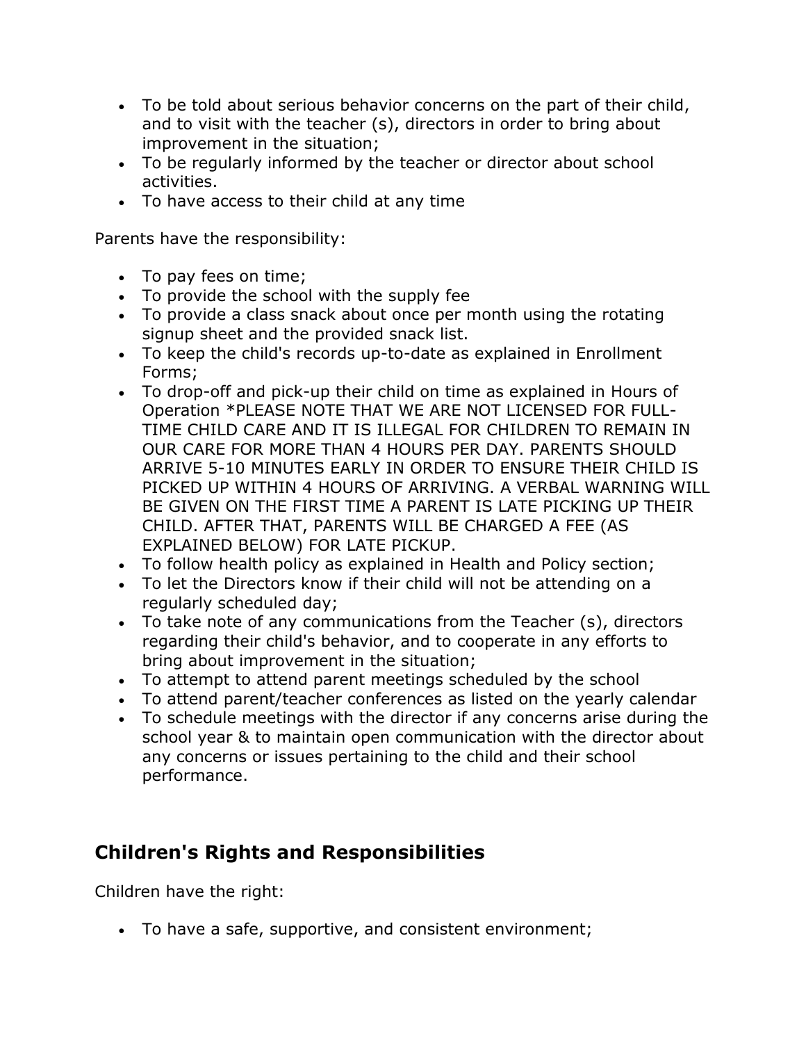- To be told about serious behavior concerns on the part of their child, and to visit with the teacher (s), directors in order to bring about improvement in the situation;
- To be regularly informed by the teacher or director about school activities.
- To have access to their child at any time

Parents have the responsibility:

- To pay fees on time;
- To provide the school with the supply fee
- To provide a class snack about once per month using the rotating signup sheet and the provided snack list.
- To keep the child's records up-to-date as explained in Enrollment Forms;
- To drop-off and pick-up their child on time as explained in Hours of Operation *PLEASE NOTE THAT WE ARE NOT LICENSED FOR FULL-TIME CHILD CARE AND IT IS ILLEGAL FOR CHILDREN TO REMAIN IN OUR CARE FOR MORE THAN 4 HOURS PER DAY. PARENTS SHOULD ARRIVE 5-10 MINUTES EARLY IN ORDER TO ENSURE THEIR CHILD IS PICKED UP WITHIN 4 HOURS OF ARRIVING. A VERBAL WARNING WILL BE GIVEN ON THE FIRST TIME A PARENT IS LATE PICKING UP THEIR CHILD. AFTER THAT, PARENTS WILL BE CHARGED A FEE (AS EXPLAINED BELOW) FOR LATE PICKUP.
- To follow health policy as explained in Health and Policy section;
- To let the Directors know if their child will not be attending on a regularly scheduled day;
- To take note of any communications from the Teacher (s), directors regarding their child's behavior, and to cooperate in any efforts to bring about improvement in the situation;
- To attempt to attend parent meetings scheduled by the school
- To attend parent/teacher conferences as listed on the yearly calendar
- To schedule meetings with the director if any concerns arise during the school year & to maintain open communication with the director about any concerns or issues pertaining to the child and their school performance.

## Children's Rights and Responsibilities

Children have the right:

- To have a safe, supportive, and consistent environment;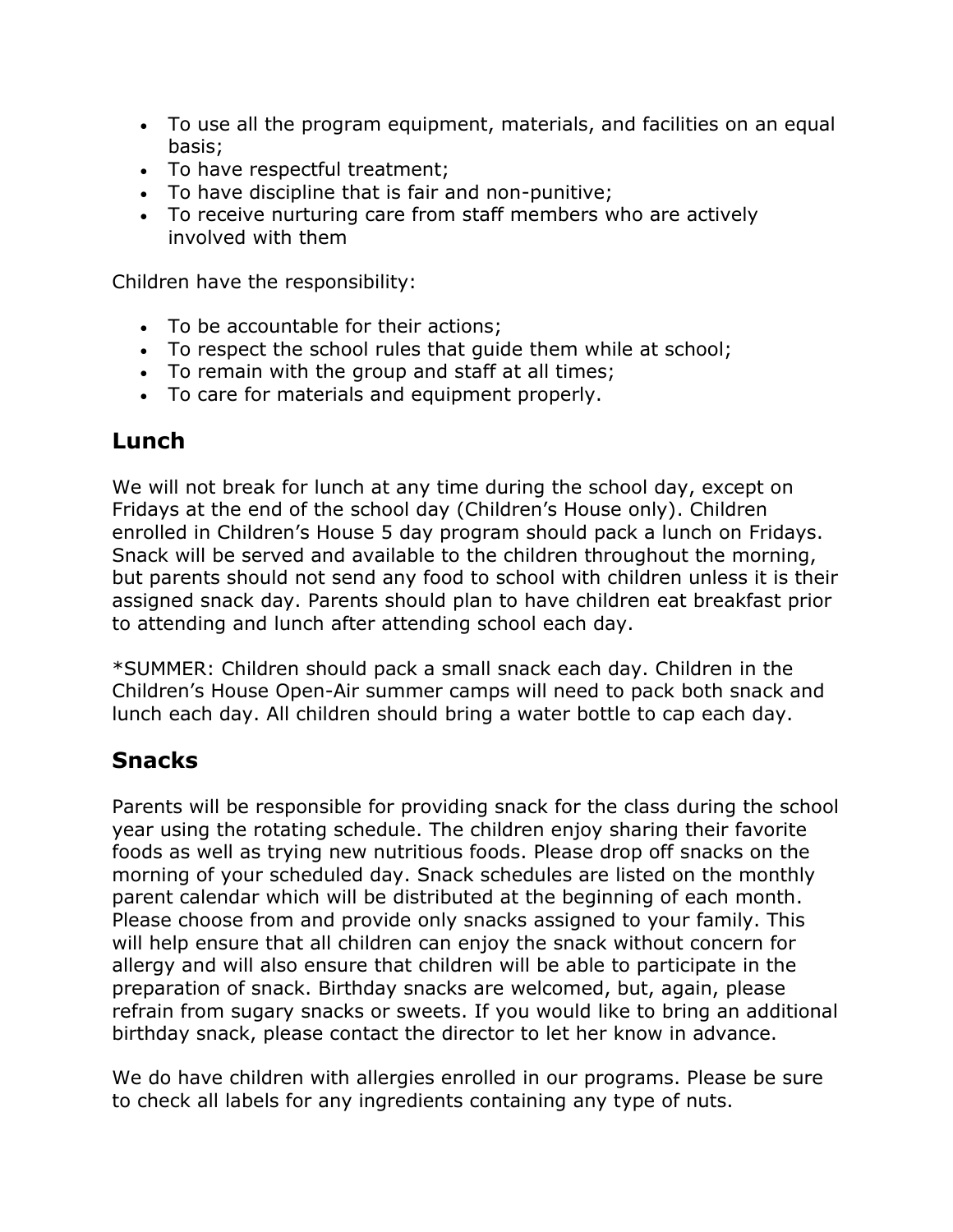- To use all the program equipment, materials, and facilities on an equal basis;
- To have respectful treatment;
- To have discipline that is fair and non-punitive;
- To receive nurturing care from staff members who are actively involved with them

Children have the responsibility:

- To be accountable for their actions;
- To respect the school rules that guide them while at school;
- To remain with the group and staff at all times;
- To care for materials and equipment properly.

## Lunch

We will not break for lunch at any time during the school day, except on Fridays at the end of the school day (Children's House only). Children enrolled in Children's House 5 day program should pack a lunch on Fridays. Snack will be served and available to the children throughout the morning, but parents should not send any food to school with children unless it is their assigned snack day. Parents should plan to have children eat breakfast prior to attending and lunch after attending school each day.

*SUMMER: Children should pack a small snack each day. Children in the Children's House Open-Air summer camps will need to pack both snack and lunch each day. All children should bring a water bottle to cap each day.

## Snacks

Parents will be responsible for providing snack for the class during the school year using the rotating schedule. The children enjoy sharing their favorite foods as well as trying new nutritious foods. Please drop off snacks on the morning of your scheduled day. Snack schedules are listed on the monthly parent calendar which will be distributed at the beginning of each month. Please choose from and provide only snacks assigned to your family. This will help ensure that all children can enjoy the snack without concern for allergy and will also ensure that children will be able to participate in the preparation of snack. Birthday snacks are welcomed, but, again, please refrain from sugary snacks or sweets. If you would like to bring an additional birthday snack, please contact the director to let her know in advance.

We do have children with allergies enrolled in our programs. Please be sure to check all labels for any ingredients containing any type of nuts.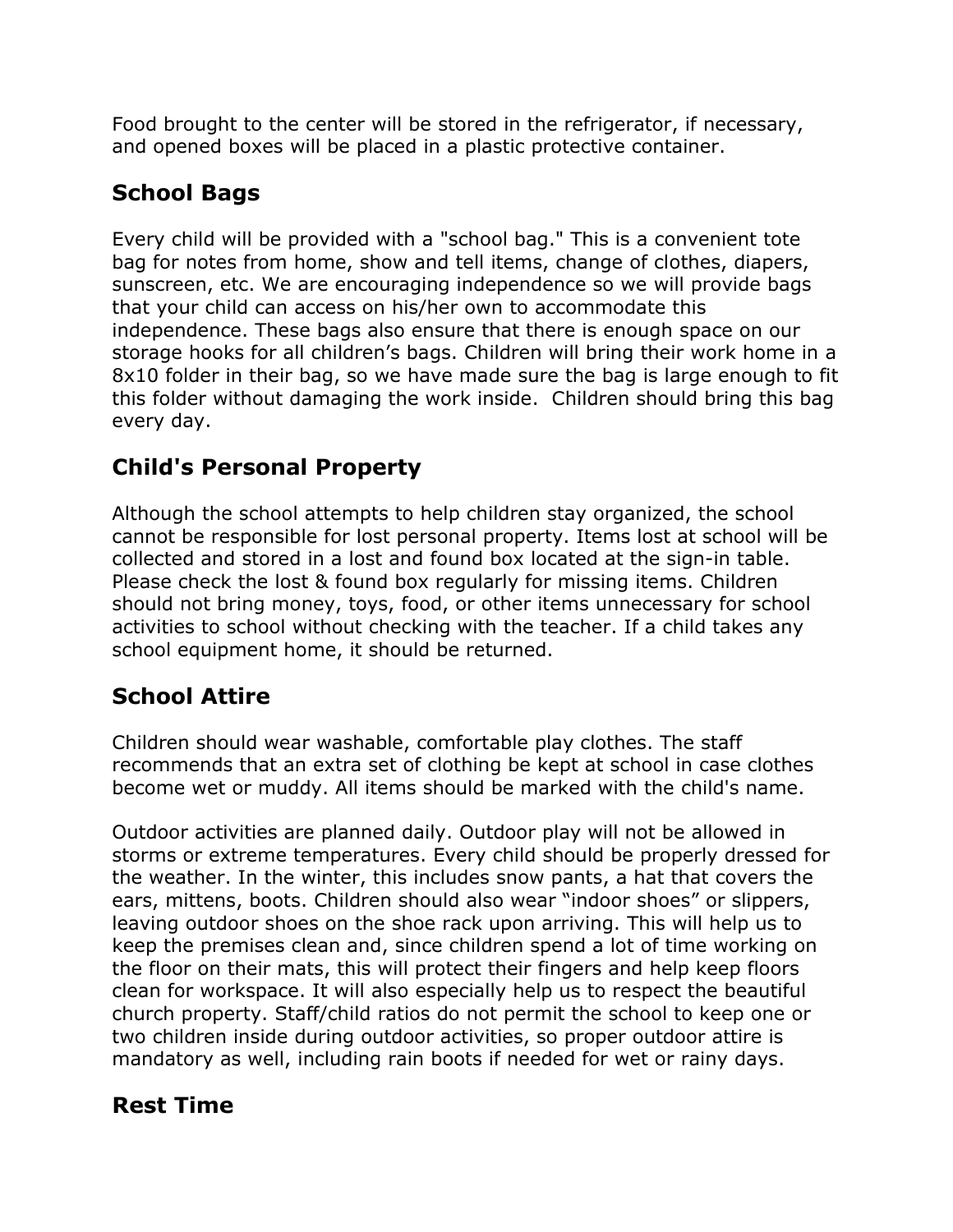Food brought to the center will be stored in the refrigerator, if necessary, and opened boxes will be placed in a plastic protective container.

## School Bags

Every child will be provided with a "school bag." This is a convenient tote bag for notes from home, show and tell items, change of clothes, diapers, sunscreen, etc. We are encouraging independence so we will provide bags that your child can access on his/her own to accommodate this independence. These bags also ensure that there is enough space on our storage hooks for all children's bags. Children will bring their work home in a 8x10 folder in their bag, so we have made sure the bag is large enough to fit this folder without damaging the work inside. Children should bring this bag every day.

## Child's Personal Property

Although the school attempts to help children stay organized, the school cannot be responsible for lost personal property. Items lost at school will be collected and stored in a lost and found box located at the sign-in table. Please check the lost & found box regularly for missing items. Children should not bring money, toys, food, or other items unnecessary for school activities to school without checking with the teacher. If a child takes any school equipment home, it should be returned.

## School Attire

Children should wear washable, comfortable play clothes. The staff recommends that an extra set of clothing be kept at school in case clothes become wet or muddy. All items should be marked with the child's name.

Outdoor activities are planned daily. Outdoor play will not be allowed in storms or extreme temperatures. Every child should be properly dressed for the weather. In the winter, this includes snow pants, a hat that covers the ears, mittens, boots. Children should also wear "indoor shoes" or slippers, leaving outdoor shoes on the shoe rack upon arriving. This will help us to keep the premises clean and, since children spend a lot of time working on the floor on their mats, this will protect their fingers and help keep floors clean for workspace. It will also especially help us to respect the beautiful church property. Staff/child ratios do not permit the school to keep one or two children inside during outdoor activities, so proper outdoor attire is mandatory as well, including rain boots if needed for wet or rainy days.

## Rest Time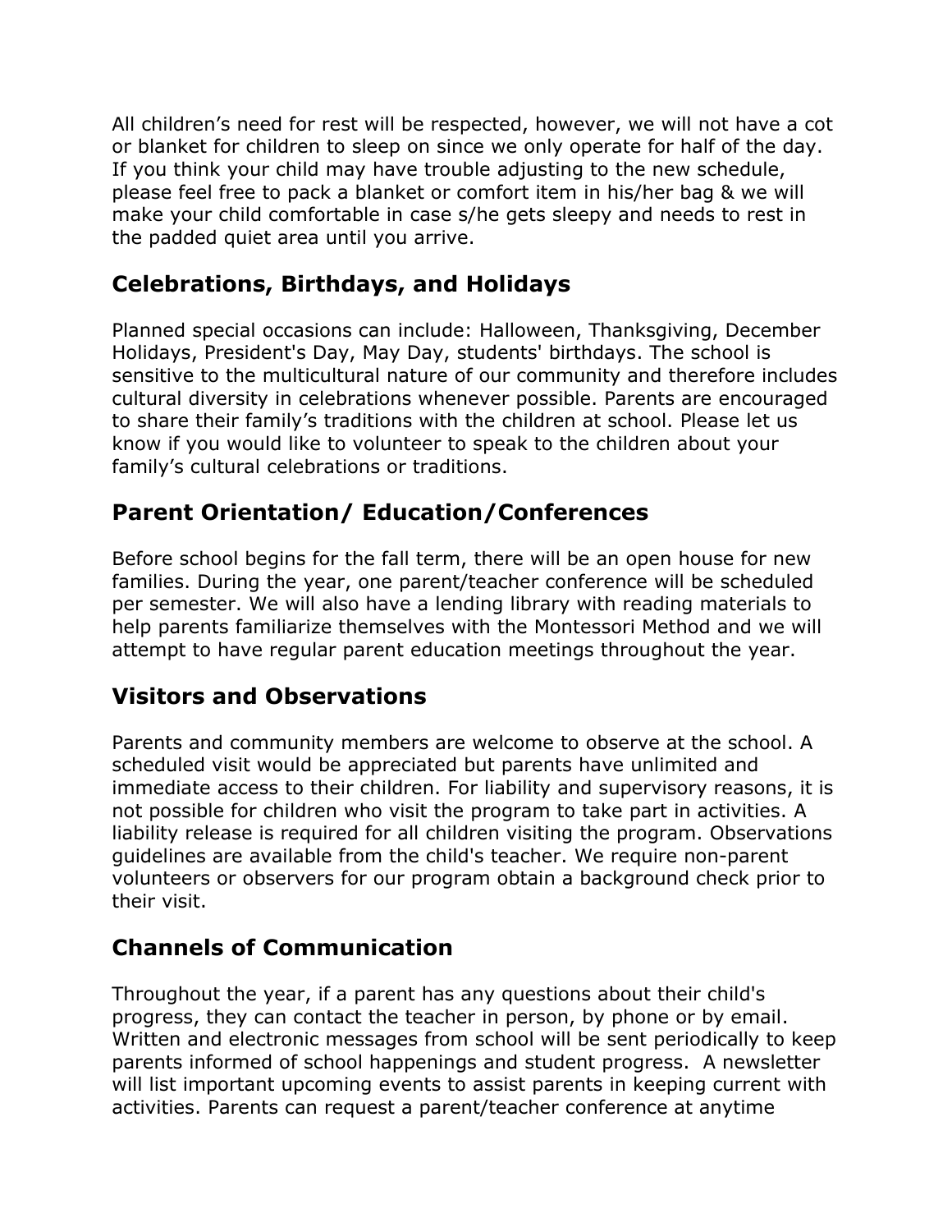All children's need for rest will be respected, however, we will not have a cot or blanket for children to sleep on since we only operate for half of the day. If you think your child may have trouble adjusting to the new schedule, please feel free to pack a blanket or comfort item in his/her bag & we will make your child comfortable in case s/he gets sleepy and needs to rest in the padded quiet area until you arrive.

## Celebrations, Birthdays, and Holidays

Planned special occasions can include: Halloween, Thanksgiving, December Holidays, President's Day, May Day, students' birthdays. The school is sensitive to the multicultural nature of our community and therefore includes cultural diversity in celebrations whenever possible. Parents are encouraged to share their family's traditions with the children at school. Please let us know if you would like to volunteer to speak to the children about your family's cultural celebrations or traditions.

## Parent Orientation/ Education/Conferences

Before school begins for the fall term, there will be an open house for new families. During the year, one parent/teacher conference will be scheduled per semester. We will also have a lending library with reading materials to help parents familiarize themselves with the Montessori Method and we will attempt to have regular parent education meetings throughout the year.

## Visitors and Observations

Parents and community members are welcome to observe at the school. A scheduled visit would be appreciated but parents have unlimited and immediate access to their children. For liability and supervisory reasons, it is not possible for children who visit the program to take part in activities. A liability release is required for all children visiting the program. Observations guidelines are available from the child's teacher. We require non-parent volunteers or observers for our program obtain a background check prior to their visit.

## Channels of Communication

Throughout the year, if a parent has any questions about their child's progress, they can contact the teacher in person, by phone or by email. Written and electronic messages from school will be sent periodically to keep parents informed of school happenings and student progress. A newsletter will list important upcoming events to assist parents in keeping current with activities. Parents can request a parent/teacher conference at anytime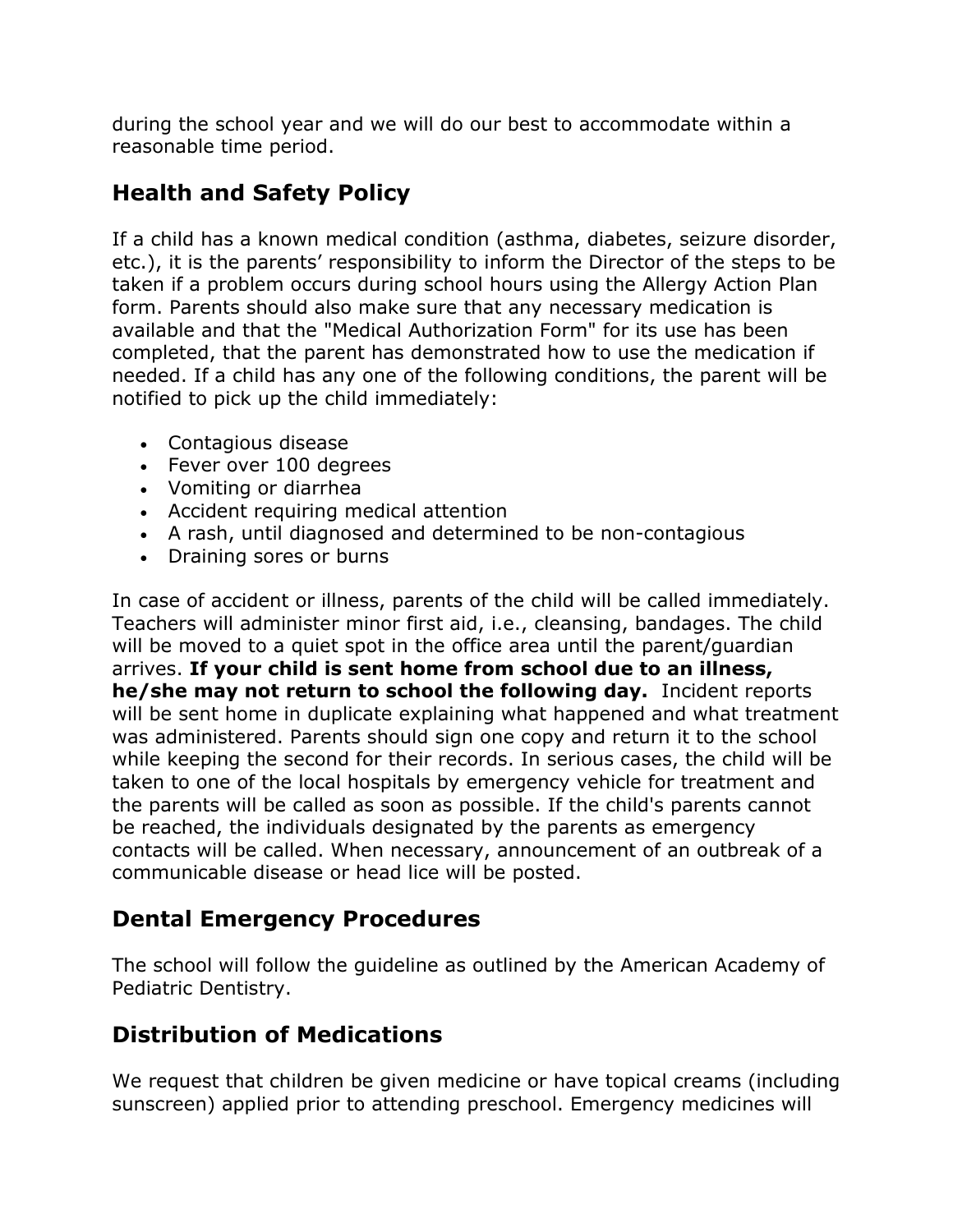during the school year and we will do our best to accommodate within a reasonable time period.

## Health and Safety Policy

If a child has a known medical condition (asthma, diabetes, seizure disorder, etc.), it is the parents' responsibility to inform the Director of the steps to be taken if a problem occurs during school hours using the Allergy Action Plan form. Parents should also make sure that any necessary medication is available and that the "Medical Authorization Form" for its use has been completed, that the parent has demonstrated how to use the medication if needed. If a child has any one of the following conditions, the parent will be notified to pick up the child immediately:

- Contagious disease
- Fever over 100 degrees
- Vomiting or diarrhea
- Accident requiring medical attention
- A rash, until diagnosed and determined to be non-contagious
- Draining sores or burns

In case of accident or illness, parents of the child will be called immediately. Teachers will administer minor first aid, i.e., cleansing, bandages. The child will be moved to a quiet spot in the office area until the parent/guardian arrives. **If your child is sent home from school due to an illness, he/she may not return to school the following day.** Incident reports will be sent home in duplicate explaining what happened and what treatment was administered. Parents should sign one copy and return it to the school while keeping the second for their records. In serious cases, the child will be taken to one of the local hospitals by emergency vehicle for treatment and the parents will be called as soon as possible. If the child's parents cannot be reached, the individuals designated by the parents as emergency contacts will be called. When necessary, announcement of an outbreak of a communicable disease or head lice will be posted.

## Dental Emergency Procedures

The school will follow the guideline as outlined by the American Academy of Pediatric Dentistry.

## Distribution of Medications

We request that children be given medicine or have topical creams (including sunscreen) applied prior to attending preschool. Emergency medicines will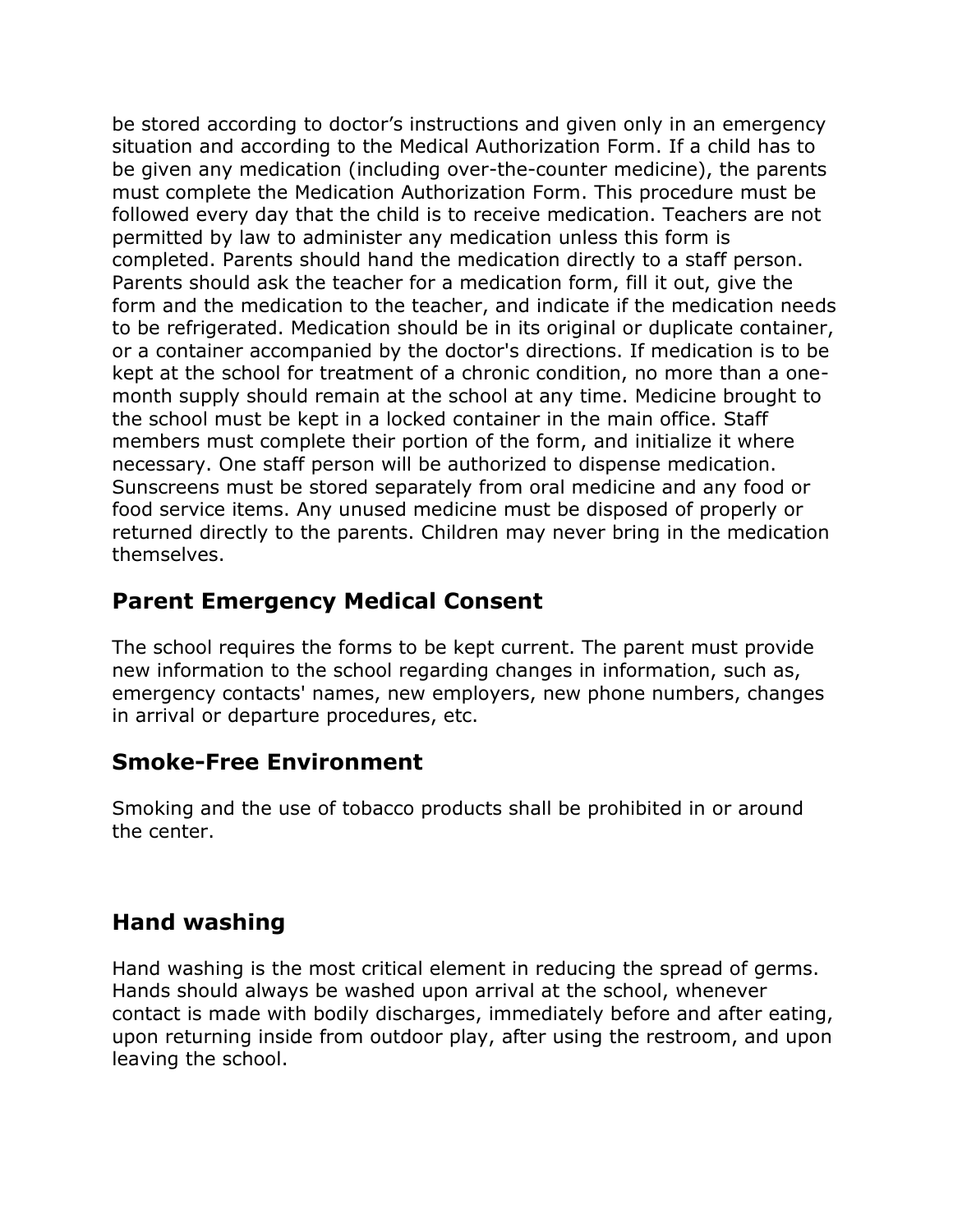be stored according to doctor's instructions and given only in an emergency situation and according to the Medical Authorization Form. If a child has to be given any medication (including over-the-counter medicine), the parents must complete the Medication Authorization Form. This procedure must be followed every day that the child is to receive medication. Teachers are not permitted by law to administer any medication unless this form is completed. Parents should hand the medication directly to a staff person. Parents should ask the teacher for a medication form, fill it out, give the form and the medication to the teacher, and indicate if the medication needs to be refrigerated. Medication should be in its original or duplicate container, or a container accompanied by the doctor's directions. If medication is to be kept at the school for treatment of a chronic condition, no more than a one-month supply should remain at the school at any time. Medicine brought to the school must be kept in a locked container in the main office. Staff members must complete their portion of the form, and initialize it where necessary. One staff person will be authorized to dispense medication. Sunscreens must be stored separately from oral medicine and any food or food service items. Any unused medicine must be disposed of properly or returned directly to the parents. Children may never bring in the medication themselves.

## Parent Emergency Medical Consent

The school requires the forms to be kept current. The parent must provide new information to the school regarding changes in information, such as, emergency contacts' names, new employers, new phone numbers, changes in arrival or departure procedures, etc.

## Smoke-Free Environment

Smoking and the use of tobacco products shall be prohibited in or around the center.

## Hand washing

Hand washing is the most critical element in reducing the spread of germs. Hands should always be washed upon arrival at the school, whenever contact is made with bodily discharges, immediately before and after eating, upon returning inside from outdoor play, after using the restroom, and upon leaving the school.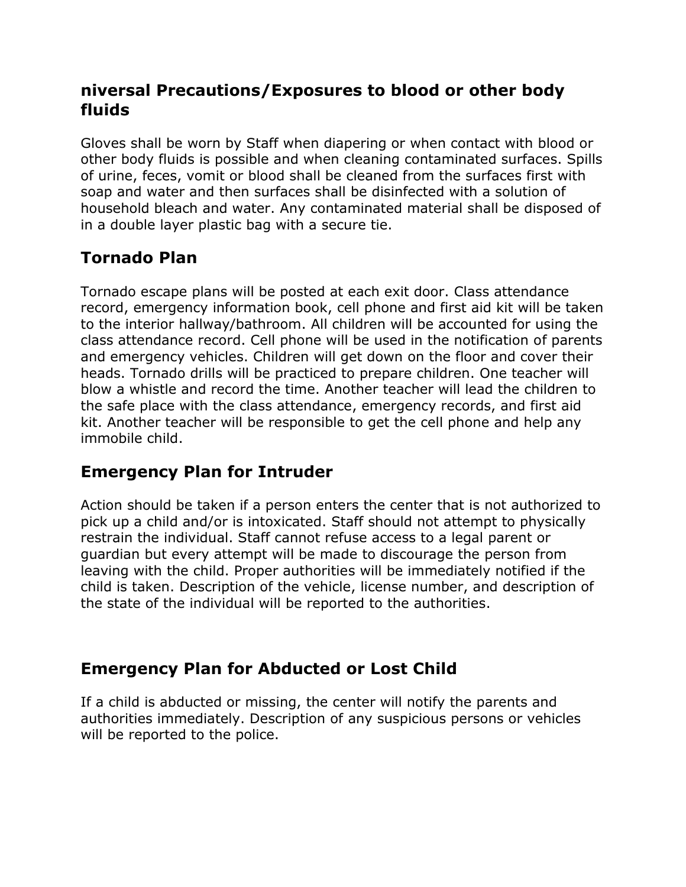## niversal Precautions/Exposures to blood or other body fluids

Gloves shall be worn by Staff when diapering or when contact with blood or other body fluids is possible and when cleaning contaminated surfaces. Spills of urine, feces, vomit or blood shall be cleaned from the surfaces first with soap and water and then surfaces shall be disinfected with a solution of household bleach and water. Any contaminated material shall be disposed of in a double layer plastic bag with a secure tie.

## Tornado Plan

Tornado escape plans will be posted at each exit door. Class attendance record, emergency information book, cell phone and first aid kit will be taken to the interior hallway/bathroom. All children will be accounted for using the class attendance record. Cell phone will be used in the notification of parents and emergency vehicles. Children will get down on the floor and cover their heads. Tornado drills will be practiced to prepare children. One teacher will blow a whistle and record the time. Another teacher will lead the children to the safe place with the class attendance, emergency records, and first aid kit. Another teacher will be responsible to get the cell phone and help any immobile child.

## Emergency Plan for Intruder

Action should be taken if a person enters the center that is not authorized to pick up a child and/or is intoxicated. Staff should not attempt to physically restrain the individual. Staff cannot refuse access to a legal parent or guardian but every attempt will be made to discourage the person from leaving with the child. Proper authorities will be immediately notified if the child is taken. Description of the vehicle, license number, and description of the state of the individual will be reported to the authorities.

## Emergency Plan for Abducted or Lost Child

If a child is abducted or missing, the center will notify the parents and authorities immediately. Description of any suspicious persons or vehicles will be reported to the police.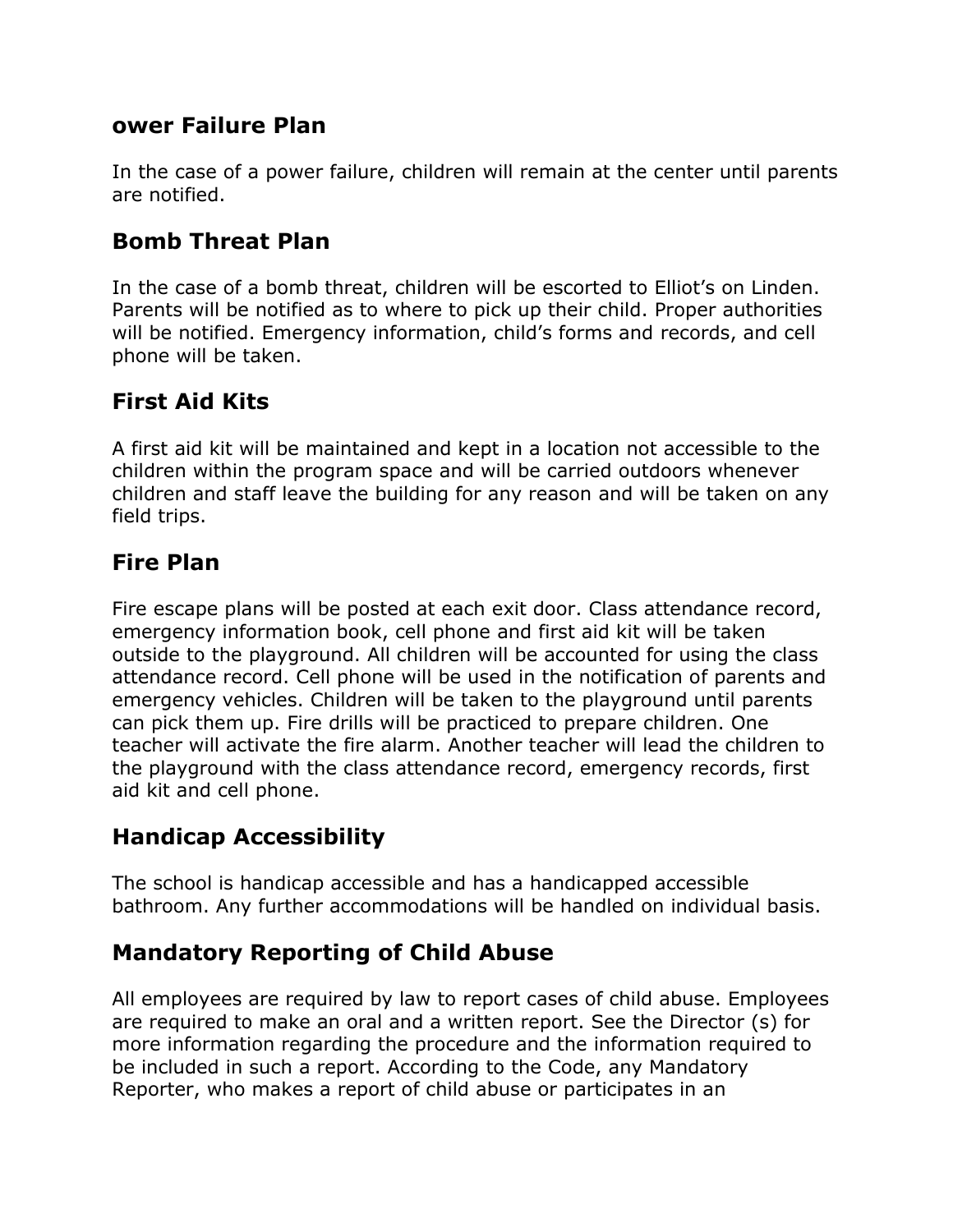## ower Failure Plan

In the case of a power failure, children will remain at the center until parents are notified.

## Bomb Threat Plan

In the case of a bomb threat, children will be escorted to Elliot's on Linden. Parents will be notified as to where to pick up their child. Proper authorities will be notified. Emergency information, child's forms and records, and cell phone will be taken.

## First Aid Kits

A first aid kit will be maintained and kept in a location not accessible to the children within the program space and will be carried outdoors whenever children and staff leave the building for any reason and will be taken on any field trips.

## Fire Plan

Fire escape plans will be posted at each exit door. Class attendance record, emergency information book, cell phone and first aid kit will be taken outside to the playground. All children will be accounted for using the class attendance record. Cell phone will be used in the notification of parents and emergency vehicles. Children will be taken to the playground until parents can pick them up. Fire drills will be practiced to prepare children. One teacher will activate the fire alarm. Another teacher will lead the children to the playground with the class attendance record, emergency records, first aid kit and cell phone.

## Handicap Accessibility

The school is handicap accessible and has a handicapped accessible bathroom. Any further accommodations will be handled on individual basis.

## Mandatory Reporting of Child Abuse

All employees are required by law to report cases of child abuse. Employees are required to make an oral and a written report. See the Director (s) for more information regarding the procedure and the information required to be included in such a report. According to the Code, any Mandatory Reporter, who makes a report of child abuse or participates in an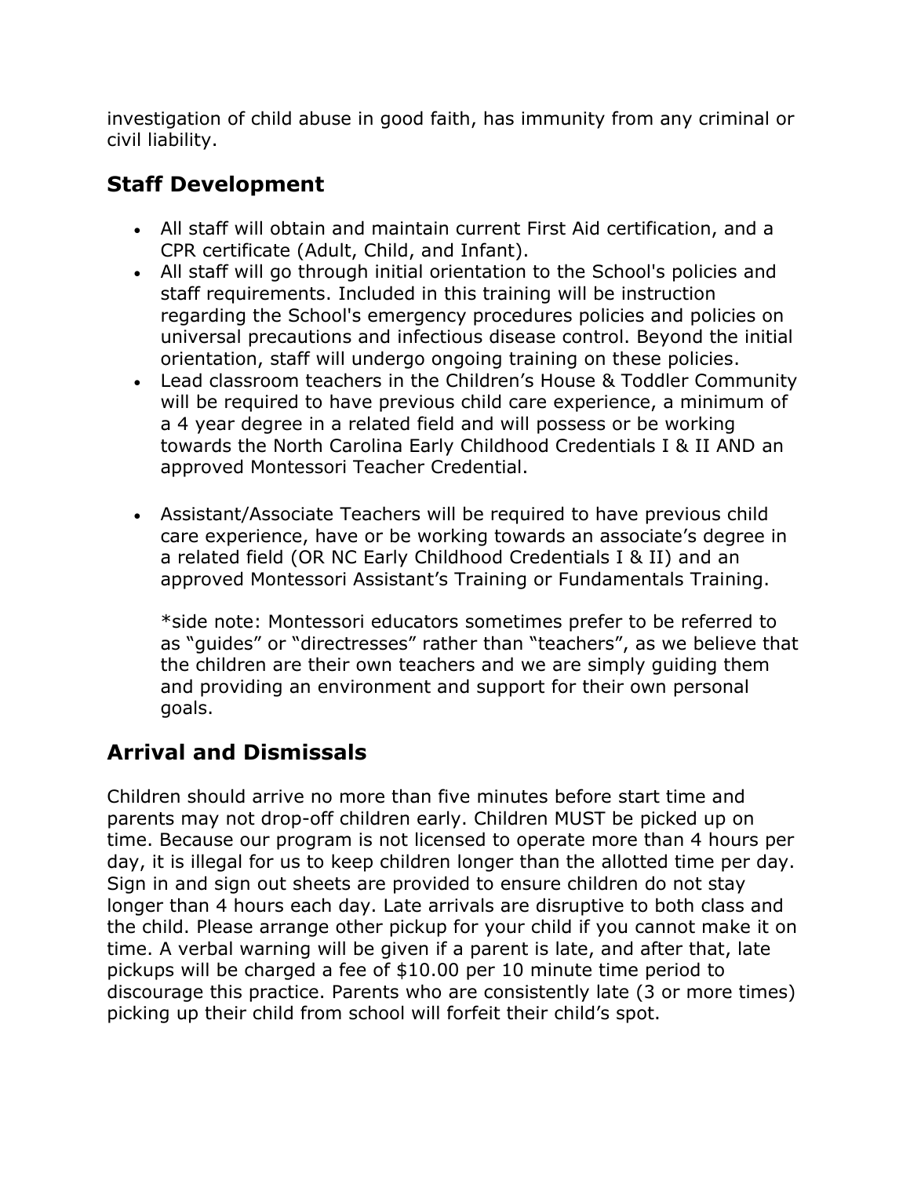investigation of child abuse in good faith, has immunity from any criminal or civil liability.

## Staff Development

- All staff will obtain and maintain current First Aid certification, and a CPR certificate (Adult, Child, and Infant).
- All staff will go through initial orientation to the School's policies and staff requirements. Included in this training will be instruction regarding the School's emergency procedures policies and policies on universal precautions and infectious disease control. Beyond the initial orientation, staff will undergo ongoing training on these policies.
- Lead classroom teachers in the Children's House & Toddler Community will be required to have previous child care experience, a minimum of a 4 year degree in a related field and will possess or be working towards the North Carolina Early Childhood Credentials I & II AND an approved Montessori Teacher Credential.

- Assistant/Associate Teachers will be required to have previous child care experience, have or be working towards an associate's degree in a related field (OR NC Early Childhood Credentials I & II) and an approved Montessori Assistant's Training or Fundamentals Training.

  *side note: Montessori educators sometimes prefer to be referred to as "guides" or "directresses" rather than "teachers", as we believe that the children are their own teachers and we are simply guiding them and providing an environment and support for their own personal goals.

## Arrival and Dismissals

Children should arrive no more than five minutes before start time and parents may not drop-off children early. Children MUST be picked up on time. Because our program is not licensed to operate more than 4 hours per day, it is illegal for us to keep children longer than the allotted time per day. Sign in and sign out sheets are provided to ensure children do not stay longer than 4 hours each day. Late arrivals are disruptive to both class and the child. Please arrange other pickup for your child if you cannot make it on time. A verbal warning will be given if a parent is late, and after that, late pickups will be charged a fee of $10.00 per 10 minute time period to discourage this practice. Parents who are consistently late (3 or more times) picking up their child from school will forfeit their child's spot.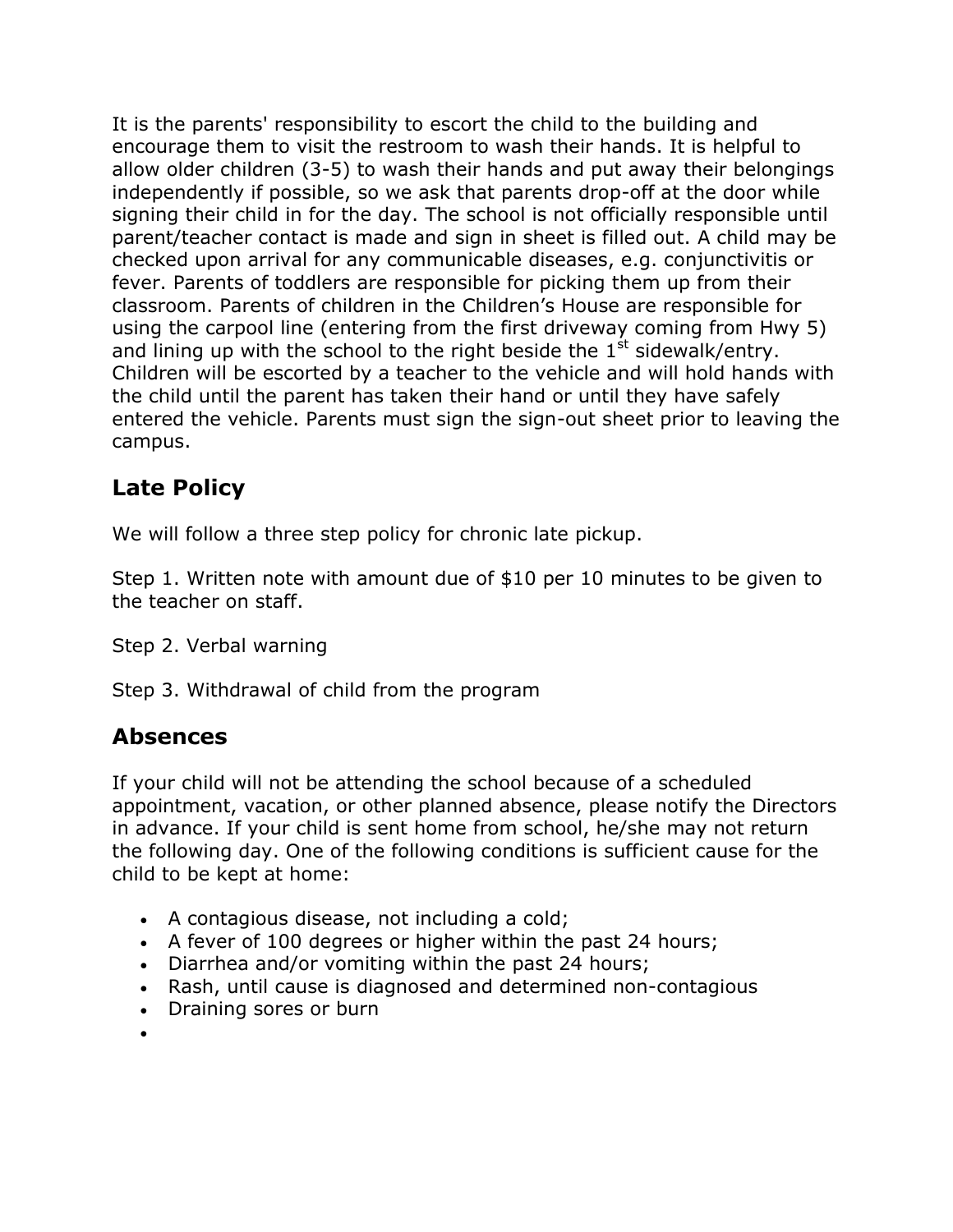It is the parents' responsibility to escort the child to the building and encourage them to visit the restroom to wash their hands. It is helpful to allow older children (3-5) to wash their hands and put away their belongings independently if possible, so we ask that parents drop-off at the door while signing their child in for the day. The school is not officially responsible until parent/teacher contact is made and sign in sheet is filled out. A child may be checked upon arrival for any communicable diseases, e.g. conjunctivitis or fever. Parents of toddlers are responsible for picking them up from their classroom. Parents of children in the Children's House are responsible for using the carpool line (entering from the first driveway coming from Hwy 5) and lining up with the school to the right beside the 1st sidewalk/entry. Children will be escorted by a teacher to the vehicle and will hold hands with the child until the parent has taken their hand or until they have safely entered the vehicle. Parents must sign the sign-out sheet prior to leaving the campus.

## Late Policy

We will follow a three step policy for chronic late pickup.

Step 1. Written note with amount due of $10 per 10 minutes to be given to the teacher on staff.

Step 2. Verbal warning

Step 3. Withdrawal of child from the program

## Absences

If your child will not be attending the school because of a scheduled appointment, vacation, or other planned absence, please notify the Directors in advance. If your child is sent home from school, he/she may not return the following day. One of the following conditions is sufficient cause for the child to be kept at home:

- A contagious disease, not including a cold;
- A fever of 100 degrees or higher within the past 24 hours;
- Diarrhea and/or vomiting within the past 24 hours;
- Rash, until cause is diagnosed and determined non-contagious
- Draining sores or burn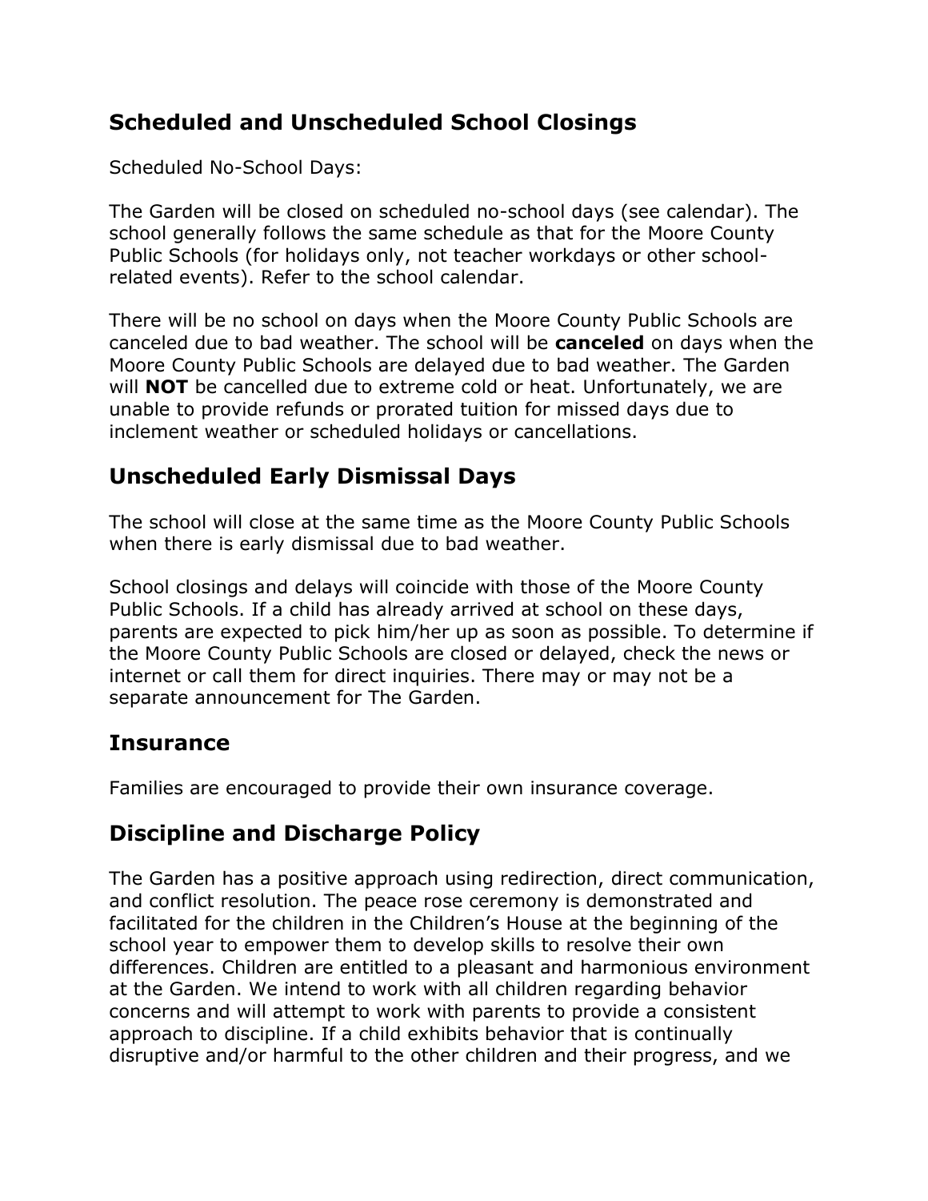## Scheduled and Unscheduled School Closings

Scheduled No-School Days:

The Garden will be closed on scheduled no-school days (see calendar). The school generally follows the same schedule as that for the Moore County Public Schools (for holidays only, not teacher workdays or other school-related events). Refer to the school calendar.

There will be no school on days when the Moore County Public Schools are canceled due to bad weather. The school will be **canceled** on days when the Moore County Public Schools are delayed due to bad weather. The Garden will **NOT** be cancelled due to extreme cold or heat. Unfortunately, we are unable to provide refunds or prorated tuition for missed days due to inclement weather or scheduled holidays or cancellations.

## Unscheduled Early Dismissal Days

The school will close at the same time as the Moore County Public Schools when there is early dismissal due to bad weather.

School closings and delays will coincide with those of the Moore County Public Schools. If a child has already arrived at school on these days, parents are expected to pick him/her up as soon as possible. To determine if the Moore County Public Schools are closed or delayed, check the news or internet or call them for direct inquiries. There may or may not be a separate announcement for The Garden.

## Insurance

Families are encouraged to provide their own insurance coverage.

## Discipline and Discharge Policy

The Garden has a positive approach using redirection, direct communication, and conflict resolution. The peace rose ceremony is demonstrated and facilitated for the children in the Children's House at the beginning of the school year to empower them to develop skills to resolve their own differences. Children are entitled to a pleasant and harmonious environment at the Garden. We intend to work with all children regarding behavior concerns and will attempt to work with parents to provide a consistent approach to discipline. If a child exhibits behavior that is continually disruptive and/or harmful to the other children and their progress, and we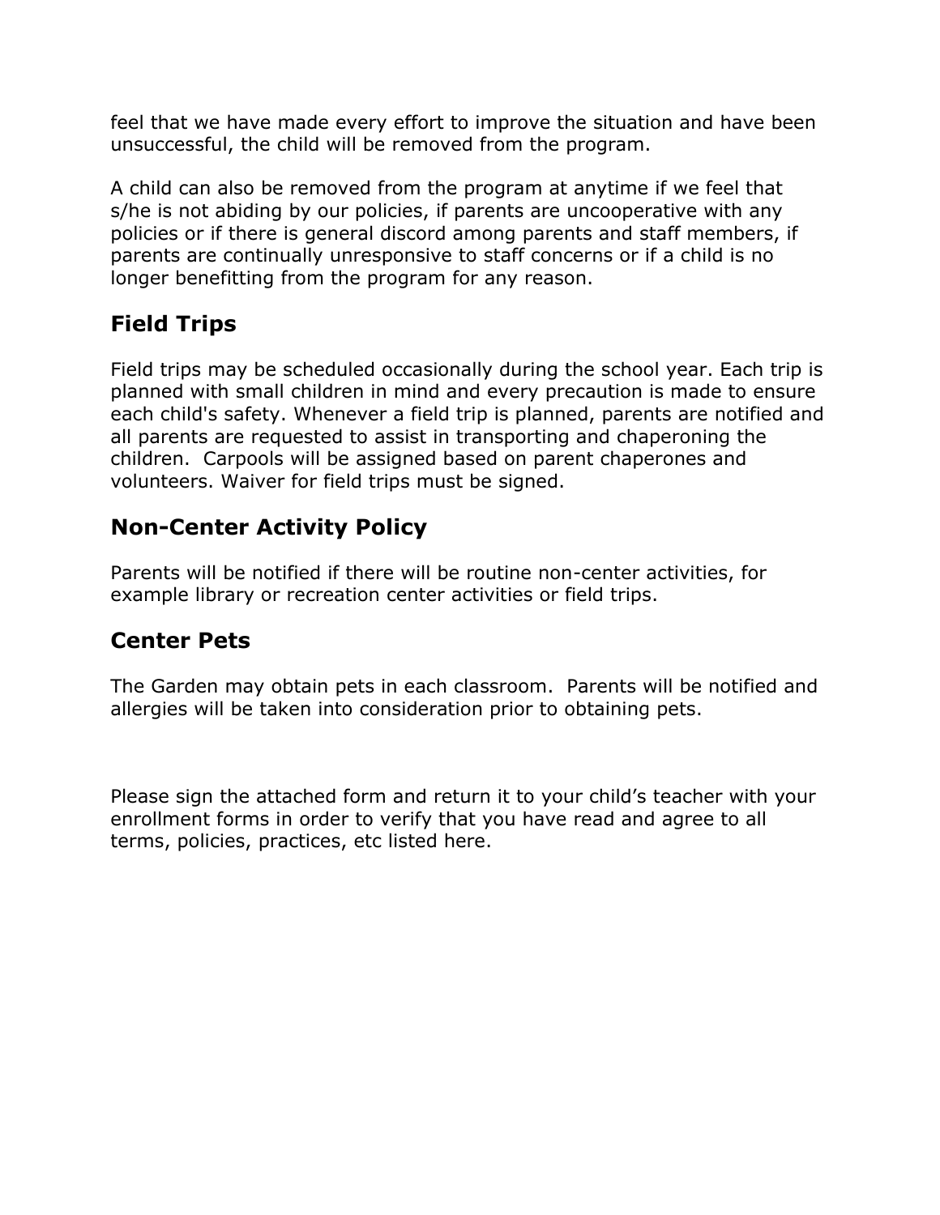feel that we have made every effort to improve the situation and have been unsuccessful, the child will be removed from the program.

A child can also be removed from the program at anytime if we feel that s/he is not abiding by our policies, if parents are uncooperative with any policies or if there is general discord among parents and staff members, if parents are continually unresponsive to staff concerns or if a child is no longer benefitting from the program for any reason.

## Field Trips

Field trips may be scheduled occasionally during the school year. Each trip is planned with small children in mind and every precaution is made to ensure each child's safety. Whenever a field trip is planned, parents are notified and all parents are requested to assist in transporting and chaperoning the children. Carpools will be assigned based on parent chaperones and volunteers. Waiver for field trips must be signed.

## Non-Center Activity Policy

Parents will be notified if there will be routine non-center activities, for example library or recreation center activities or field trips.

## Center Pets

The Garden may obtain pets in each classroom. Parents will be notified and allergies will be taken into consideration prior to obtaining pets.

Please sign the attached form and return it to your child's teacher with your enrollment forms in order to verify that you have read and agree to all terms, policies, practices, etc listed here.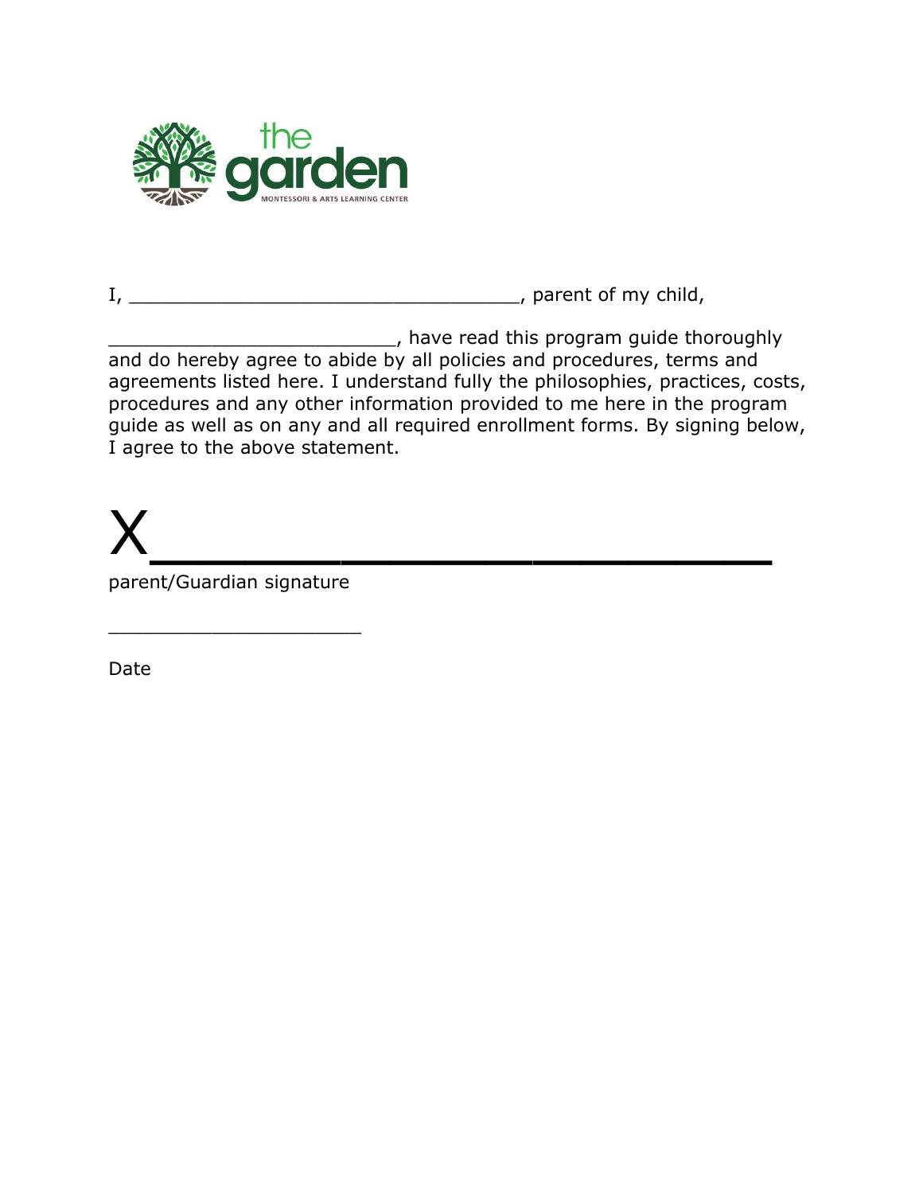the garden

MONTESSORI & ARTS LEARNING CENTER

I, ___________________________________, parent of my child,

__________________________, have read this program guide thoroughly and do hereby agree to abide by all policies and procedures, terms and agreements listed here. I understand fully the philosophies, practices, costs, procedures and any other information provided to me here in the program guide as well as on any and all required enrollment forms. By signing below, I agree to the above statement.

X_______________________

parent/Guardian signature

______________________

Date